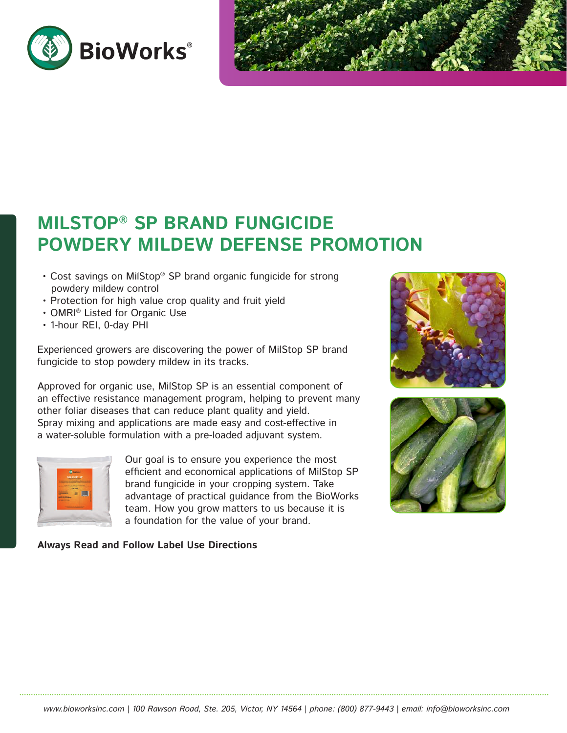BioWorks®

# MILSTOP® SP BRAND FUNGICIDE POWDERY MILDEW DEFENSE PROMOTION

- Cost savings on MilStop® SP brand organic fungicide for strong powdery mildew control
- Protection for high value crop quality and fruit yield
- OMRI® Listed for Organic Use
- 1-hour REI, 0-day PHI

Experienced growers are discovering the power of MilStop SP brand fungicide to stop powdery mildew in its tracks.

Approved for organic use, MilStop SP is an essential component of an effective resistance management program, helping to prevent many other foliar diseases that can reduce plant quality and yield. Spray mixing and applications are made easy and cost-effective in a water-soluble formulation with a pre-loaded adjuvant system.

Our goal is to ensure you experience the most efficient and economical applications of MilStop SP brand fungicide in your cropping system. Take advantage of practical guidance from the BioWorks team. How you grow matters to us because it is a foundation for the value of your brand.

**Always Read and Follow Label Use Directions**

*www.bioworksinc.com | 100 Rawson Road, Ste. 205, Victor, NY 14564 | phone: (800) 877-9443 | email: info@bioworksinc.com*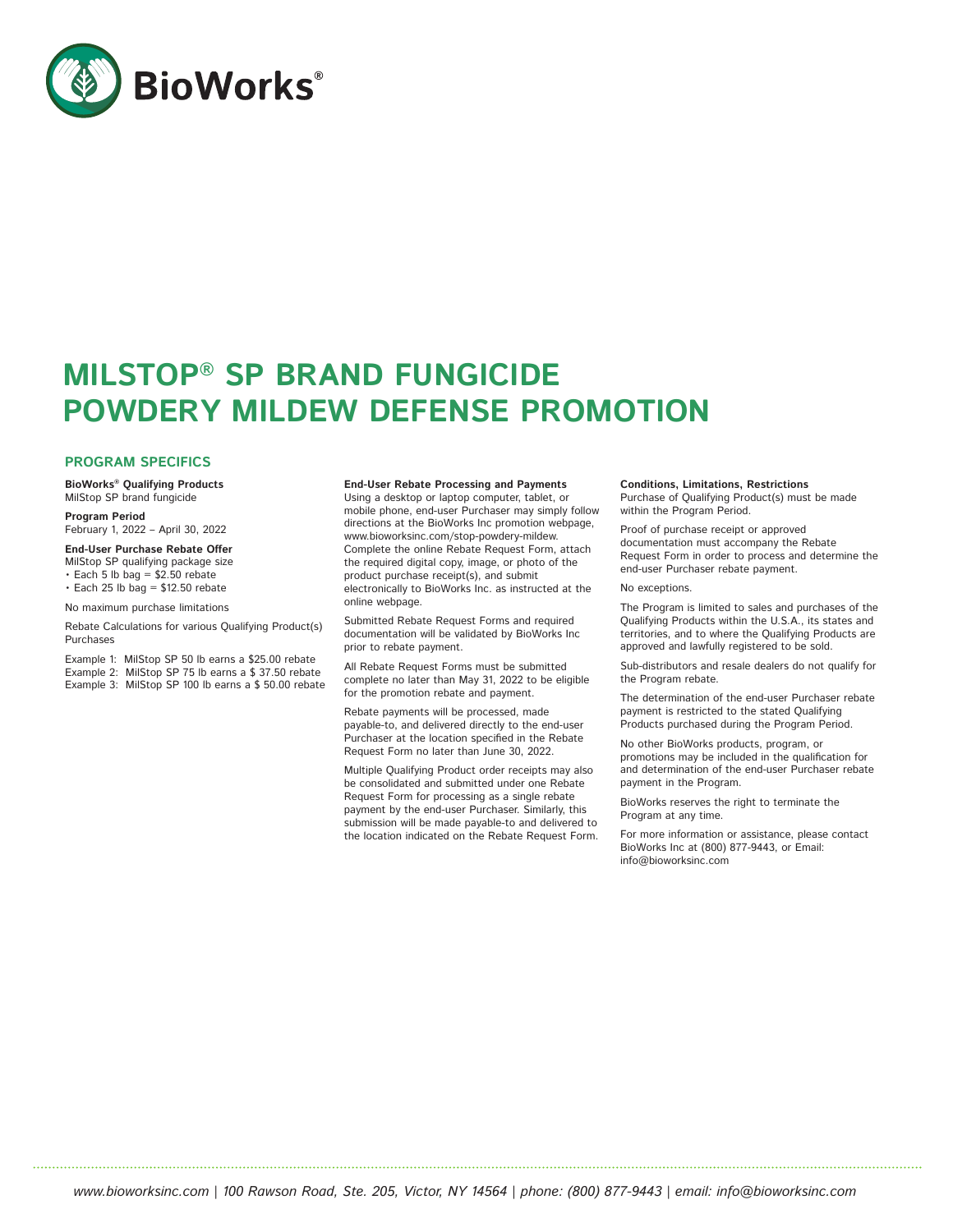# MILSTOP® SP BRAND FUNGICIDE POWDERY MILDEW DEFENSE PROMOTION

## PROGRAM SPECIFICS

**BioWorks® Qualifying Products**
MilStop SP brand fungicide

**Program Period**
February 1, 2022 – April 30, 2022

**End-User Purchase Rebate Offer**
MilStop SP qualifying package size

- Each 5 lb bag = $2.50 rebate
- Each 25 lb bag = $12.50 rebate

No maximum purchase limitations

Rebate Calculations for various Qualifying Product(s) Purchases

Example 1: MilStop SP 50 lb earns a $25.00 rebate
Example 2: MilStop SP 75 lb earns a $ 37.50 rebate
Example 3: MilStop SP 100 lb earns a $ 50.00 rebate

**End-User Rebate Processing and Payments**
Using a desktop or laptop computer, tablet, or mobile phone, end-user Purchaser may simply follow directions at the BioWorks Inc promotion webpage, www.bioworksinc.com/stop-powdery-mildew. Complete the online Rebate Request Form, attach the required digital copy, image, or photo of the product purchase receipt(s), and submit electronically to BioWorks Inc. as instructed at the online webpage.

Submitted Rebate Request Forms and required documentation will be validated by BioWorks Inc prior to rebate payment.

All Rebate Request Forms must be submitted complete no later than May 31, 2022 to be eligible for the promotion rebate and payment.

Rebate payments will be processed, made payable-to, and delivered directly to the end-user Purchaser at the location specified in the Rebate Request Form no later than June 30, 2022.

Multiple Qualifying Product order receipts may also be consolidated and submitted under one Rebate Request Form for processing as a single rebate payment by the end-user Purchaser. Similarly, this submission will be made payable-to and delivered to the location indicated on the Rebate Request Form.

**Conditions, Limitations, Restrictions**
Purchase of Qualifying Product(s) must be made within the Program Period.

Proof of purchase receipt or approved documentation must accompany the Rebate Request Form in order to process and determine the end-user Purchaser rebate payment.

No exceptions.

The Program is limited to sales and purchases of the Qualifying Products within the U.S.A., its states and territories, and to where the Qualifying Products are approved and lawfully registered to be sold.

Sub-distributors and resale dealers do not qualify for the Program rebate.

The determination of the end-user Purchaser rebate payment is restricted to the stated Qualifying Products purchased during the Program Period.

No other BioWorks products, program, or promotions may be included in the qualification for and determination of the end-user Purchaser rebate payment in the Program.

BioWorks reserves the right to terminate the Program at any time.

For more information or assistance, please contact BioWorks Inc at (800) 877-9443, or Email: info@bioworksinc.com

*www.bioworksinc.com | 100 Rawson Road, Ste. 205, Victor, NY 14564 | phone: (800) 877-9443 | email: info@bioworksinc.com*